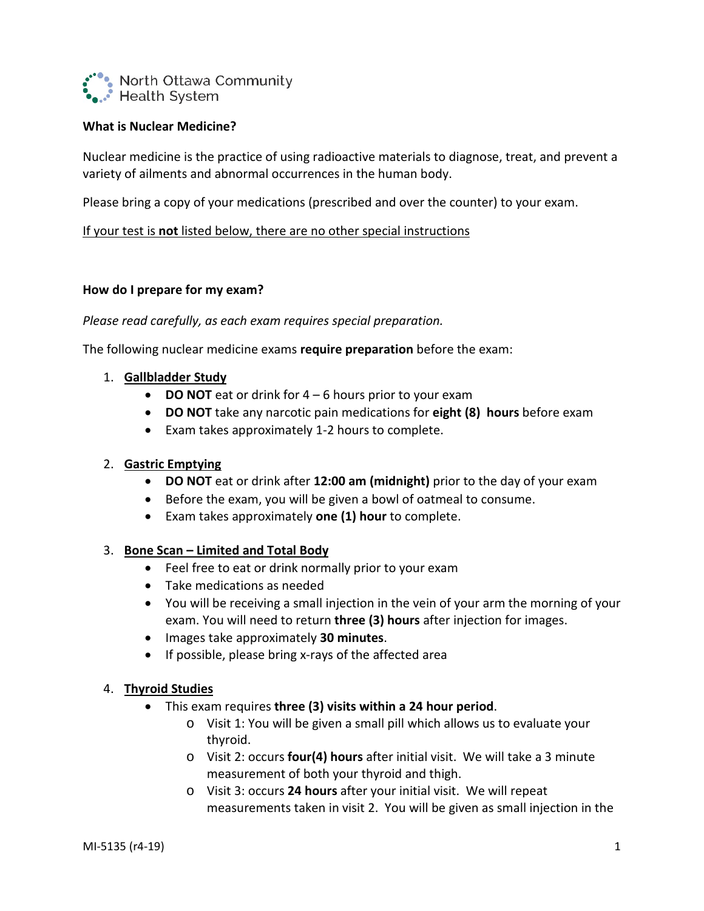North Ottawa Community Health System

**What is Nuclear Medicine?**

Nuclear medicine is the practice of using radioactive materials to diagnose, treat, and prevent a variety of ailments and abnormal occurrences in the human body.

Please bring a copy of your medications (prescribed and over the counter) to your exam.

<u>If your test is **not** listed below, there are no other special instructions</u>

**How do I prepare for my exam?**

*Please read carefully, as each exam requires special preparation.*

The following nuclear medicine exams **require preparation** before the exam:

1. **<u>Gallbladder Study</u>**
   - **DO NOT** eat or drink for 4 – 6 hours prior to your exam
   - **DO NOT** take any narcotic pain medications for **eight (8) hours** before exam
   - Exam takes approximately 1-2 hours to complete.

2. **<u>Gastric Emptying</u>**
   - **DO NOT** eat or drink after **12:00 am (midnight)** prior to the day of your exam
   - Before the exam, you will be given a bowl of oatmeal to consume.
   - Exam takes approximately **one (1) hour** to complete.

3. **<u>Bone Scan – Limited and Total Body</u>**
   - Feel free to eat or drink normally prior to your exam
   - Take medications as needed
   - You will be receiving a small injection in the vein of your arm the morning of your exam. You will need to return **three (3) hours** after injection for images.
   - Images take approximately **30 minutes**.
   - If possible, please bring x-rays of the affected area

4. **<u>Thyroid Studies</u>**
   - This exam requires **three (3) visits within a 24 hour period**.
     - Visit 1: You will be given a small pill which allows us to evaluate your thyroid.
     - Visit 2: occurs **four(4) hours** after initial visit. We will take a 3 minute measurement of both your thyroid and thigh.
     - Visit 3: occurs **24 hours** after your initial visit. We will repeat measurements taken in visit 2. You will be given as small injection in the

MI-5135 (r4-19)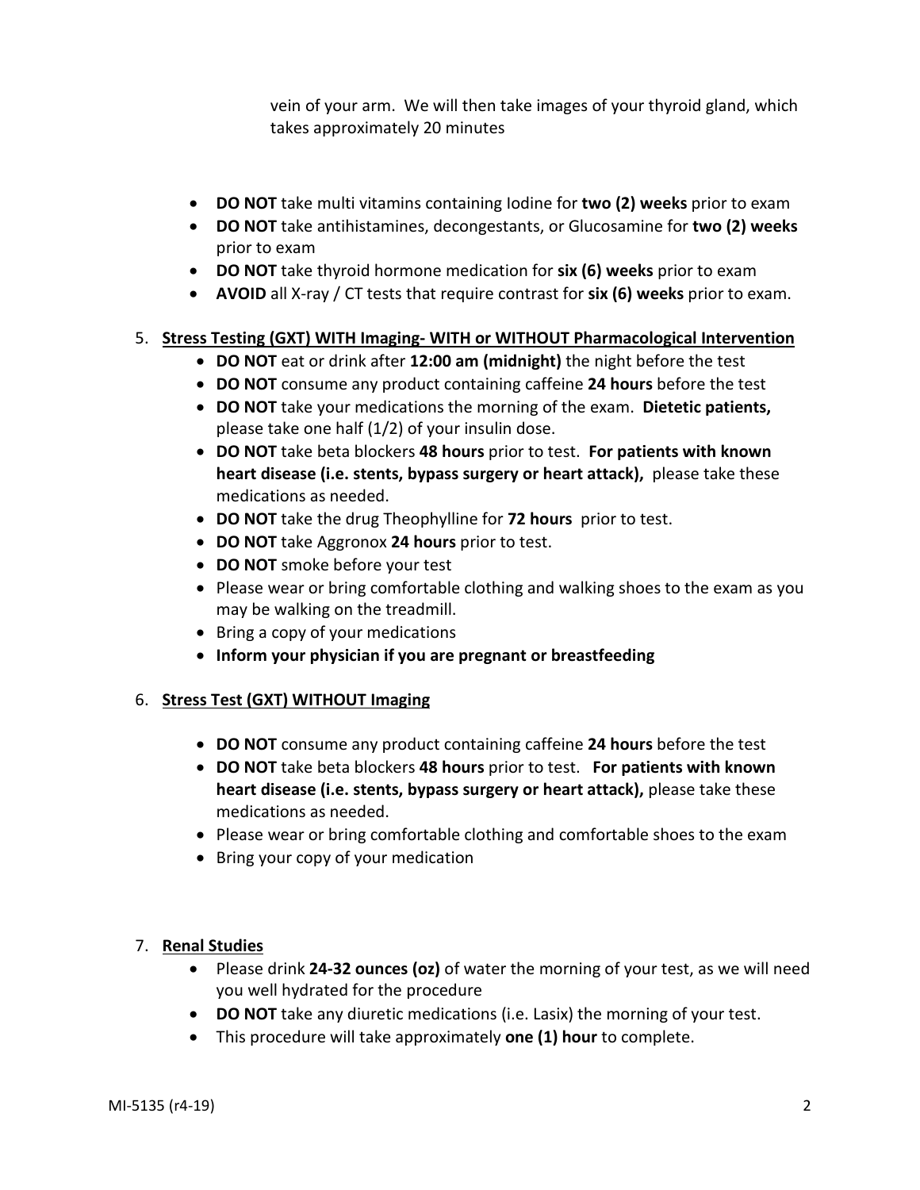vein of your arm. We will then take images of your thyroid gland, which takes approximately 20 minutes

- **DO NOT** take multi vitamins containing Iodine for **two (2) weeks** prior to exam
- **DO NOT** take antihistamines, decongestants, or Glucosamine for **two (2) weeks** prior to exam
- **DO NOT** take thyroid hormone medication for **six (6) weeks** prior to exam
- **AVOID** all X-ray / CT tests that require contrast for **six (6) weeks** prior to exam.

5. **Stress Testing (GXT) WITH Imaging- WITH or WITHOUT Pharmacological Intervention**
   - **DO NOT** eat or drink after **12:00 am (midnight)** the night before the test
   - **DO NOT** consume any product containing caffeine **24 hours** before the test
   - **DO NOT** take your medications the morning of the exam. **Dietetic patients,** please take one half (1/2) of your insulin dose.
   - **DO NOT** take beta blockers **48 hours** prior to test. **For patients with known heart disease (i.e. stents, bypass surgery or heart attack),** please take these medications as needed.
   - **DO NOT** take the drug Theophylline for **72 hours** prior to test.
   - **DO NOT** take Aggronox **24 hours** prior to test.
   - **DO NOT** smoke before your test
   - Please wear or bring comfortable clothing and walking shoes to the exam as you may be walking on the treadmill.
   - Bring a copy of your medications
   - **Inform your physician if you are pregnant or breastfeeding**

6. **Stress Test (GXT) WITHOUT Imaging**
   - **DO NOT** consume any product containing caffeine **24 hours** before the test
   - **DO NOT** take beta blockers **48 hours** prior to test. **For patients with known heart disease (i.e. stents, bypass surgery or heart attack),** please take these medications as needed.
   - Please wear or bring comfortable clothing and comfortable shoes to the exam
   - Bring your copy of your medication

7. **Renal Studies**
   - Please drink **24-32 ounces (oz)** of water the morning of your test, as we will need you well hydrated for the procedure
   - **DO NOT** take any diuretic medications (i.e. Lasix) the morning of your test.
   - This procedure will take approximately **one (1) hour** to complete.

MI-5135 (r4-19)